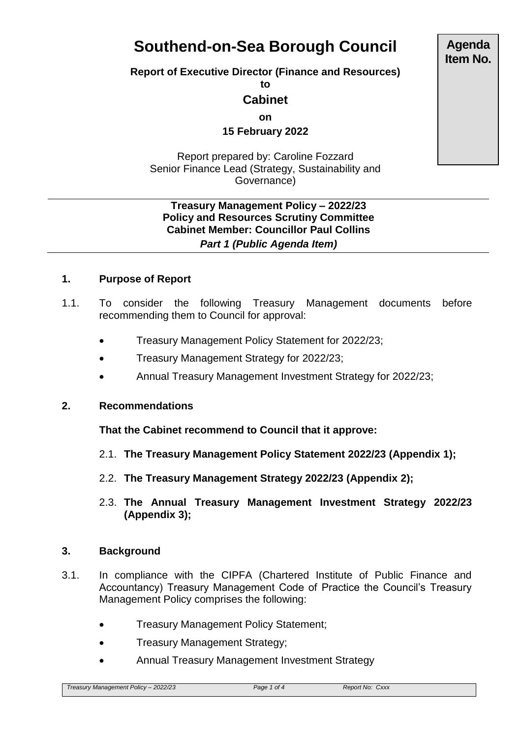# Southend-on-Sea Borough Council

**Agenda Item No.**

**Report of Executive Director (Finance and Resources)**

**to**

## Cabinet

**on**

**15 February 2022**

Report prepared by: Caroline Fozzard
Senior Finance Lead (Strategy, Sustainability and Governance)

---

**Treasury Management Policy – 2022/23**
**Policy and Resources Scrutiny Committee**
**Cabinet Member: Councillor Paul Collins**
***Part 1 (Public Agenda Item)***

---

### 1. Purpose of Report

1.1. To consider the following Treasury Management documents before recommending them to Council for approval:

- Treasury Management Policy Statement for 2022/23;
- Treasury Management Strategy for 2022/23;
- Annual Treasury Management Investment Strategy for 2022/23;

### 2. Recommendations

**That the Cabinet recommend to Council that it approve:**

2.1. **The Treasury Management Policy Statement 2022/23 (Appendix 1);**

2.2. **The Treasury Management Strategy 2022/23 (Appendix 2);**

2.3. **The Annual Treasury Management Investment Strategy 2022/23 (Appendix 3);**

### 3. Background

3.1. In compliance with the CIPFA (Chartered Institute of Public Finance and Accountancy) Treasury Management Code of Practice the Council's Treasury Management Policy comprises the following:

- Treasury Management Policy Statement;
- Treasury Management Strategy;
- Annual Treasury Management Investment Strategy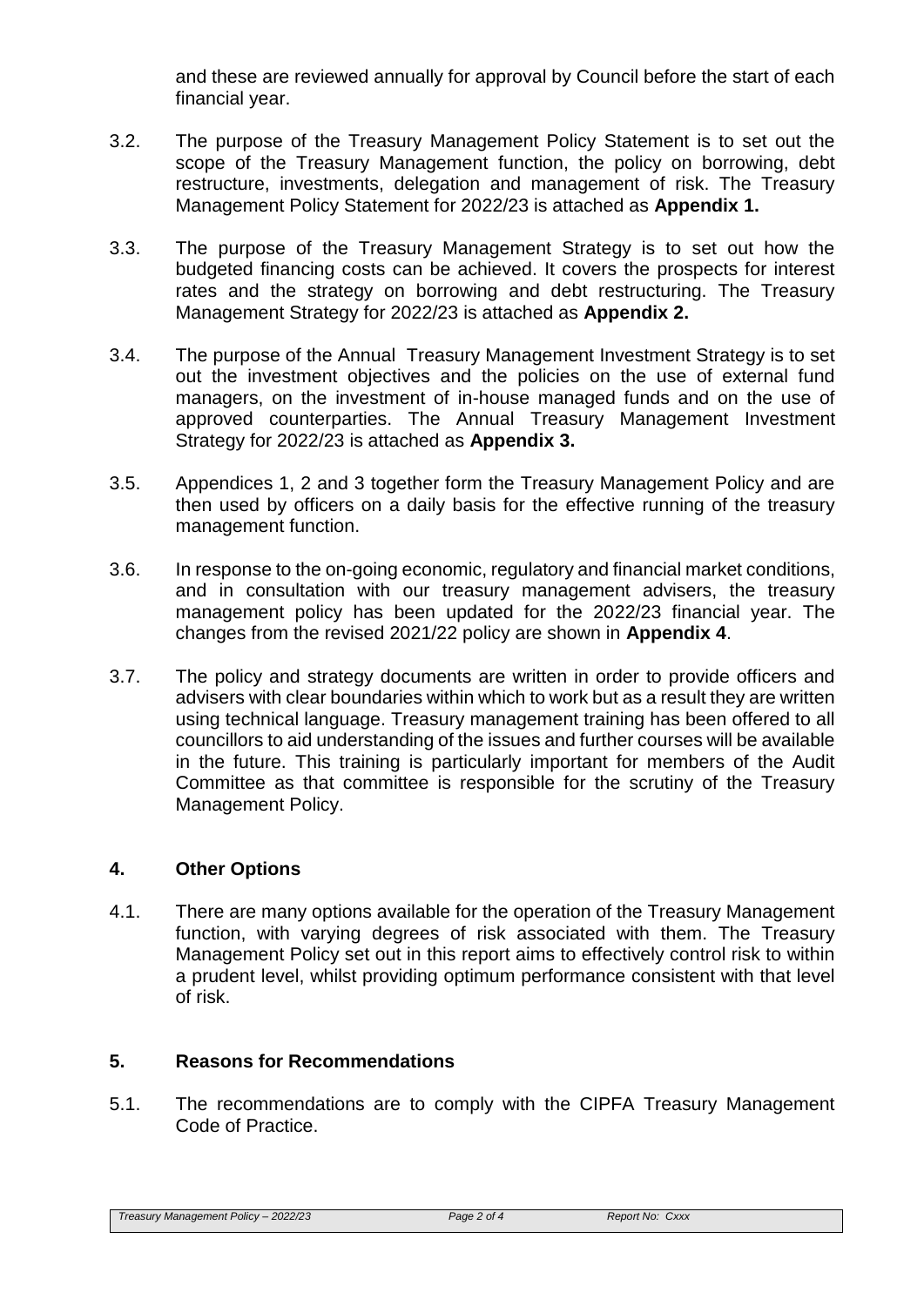and these are reviewed annually for approval by Council before the start of each financial year.

3.2. The purpose of the Treasury Management Policy Statement is to set out the scope of the Treasury Management function, the policy on borrowing, debt restructure, investments, delegation and management of risk. The Treasury Management Policy Statement for 2022/23 is attached as **Appendix 1.**

3.3. The purpose of the Treasury Management Strategy is to set out how the budgeted financing costs can be achieved. It covers the prospects for interest rates and the strategy on borrowing and debt restructuring. The Treasury Management Strategy for 2022/23 is attached as **Appendix 2.**

3.4. The purpose of the Annual Treasury Management Investment Strategy is to set out the investment objectives and the policies on the use of external fund managers, on the investment of in-house managed funds and on the use of approved counterparties. The Annual Treasury Management Investment Strategy for 2022/23 is attached as **Appendix 3.**

3.5. Appendices 1, 2 and 3 together form the Treasury Management Policy and are then used by officers on a daily basis for the effective running of the treasury management function.

3.6. In response to the on-going economic, regulatory and financial market conditions, and in consultation with our treasury management advisers, the treasury management policy has been updated for the 2022/23 financial year. The changes from the revised 2021/22 policy are shown in **Appendix 4**.

3.7. The policy and strategy documents are written in order to provide officers and advisers with clear boundaries within which to work but as a result they are written using technical language. Treasury management training has been offered to all councillors to aid understanding of the issues and further courses will be available in the future. This training is particularly important for members of the Audit Committee as that committee is responsible for the scrutiny of the Treasury Management Policy.

## 4. Other Options

4.1. There are many options available for the operation of the Treasury Management function, with varying degrees of risk associated with them. The Treasury Management Policy set out in this report aims to effectively control risk to within a prudent level, whilst providing optimum performance consistent with that level of risk.

## 5. Reasons for Recommendations

5.1. The recommendations are to comply with the CIPFA Treasury Management Code of Practice.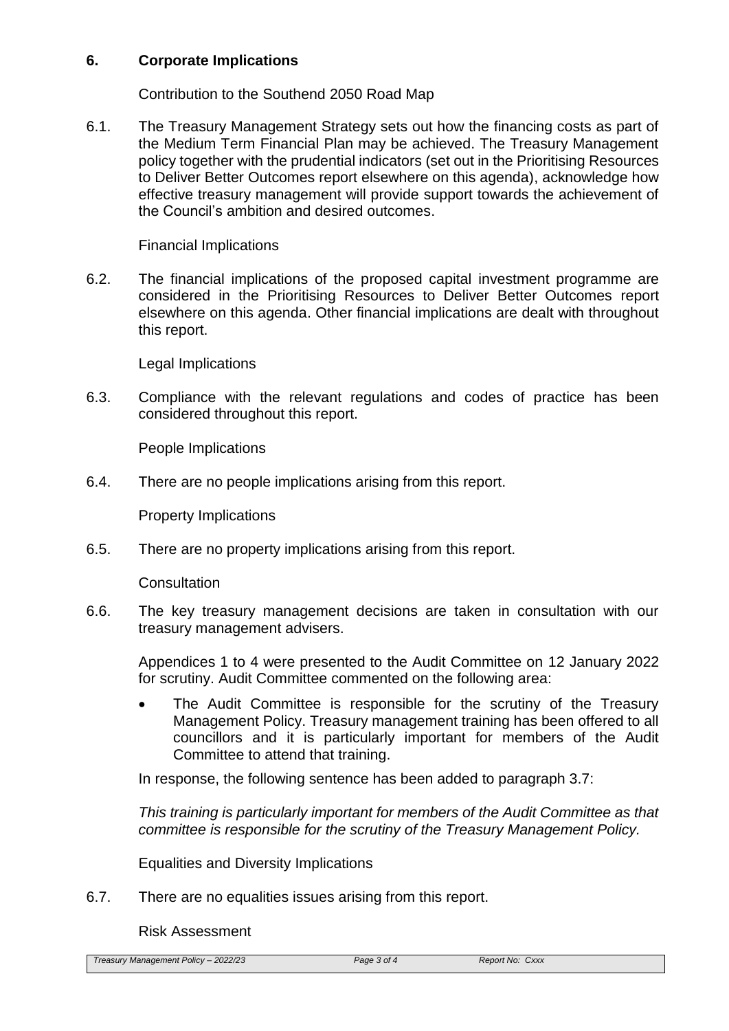## 6. Corporate Implications

Contribution to the Southend 2050 Road Map

6.1. The Treasury Management Strategy sets out how the financing costs as part of the Medium Term Financial Plan may be achieved. The Treasury Management policy together with the prudential indicators (set out in the Prioritising Resources to Deliver Better Outcomes report elsewhere on this agenda), acknowledge how effective treasury management will provide support towards the achievement of the Council's ambition and desired outcomes.

Financial Implications

6.2. The financial implications of the proposed capital investment programme are considered in the Prioritising Resources to Deliver Better Outcomes report elsewhere on this agenda. Other financial implications are dealt with throughout this report.

Legal Implications

6.3. Compliance with the relevant regulations and codes of practice has been considered throughout this report.

People Implications

6.4. There are no people implications arising from this report.

Property Implications

6.5. There are no property implications arising from this report.

Consultation

6.6. The key treasury management decisions are taken in consultation with our treasury management advisers.

Appendices 1 to 4 were presented to the Audit Committee on 12 January 2022 for scrutiny. Audit Committee commented on the following area:

- The Audit Committee is responsible for the scrutiny of the Treasury Management Policy. Treasury management training has been offered to all councillors and it is particularly important for members of the Audit Committee to attend that training.

In response, the following sentence has been added to paragraph 3.7:

*This training is particularly important for members of the Audit Committee as that committee is responsible for the scrutiny of the Treasury Management Policy.*

Equalities and Diversity Implications

6.7. There are no equalities issues arising from this report.

Risk Assessment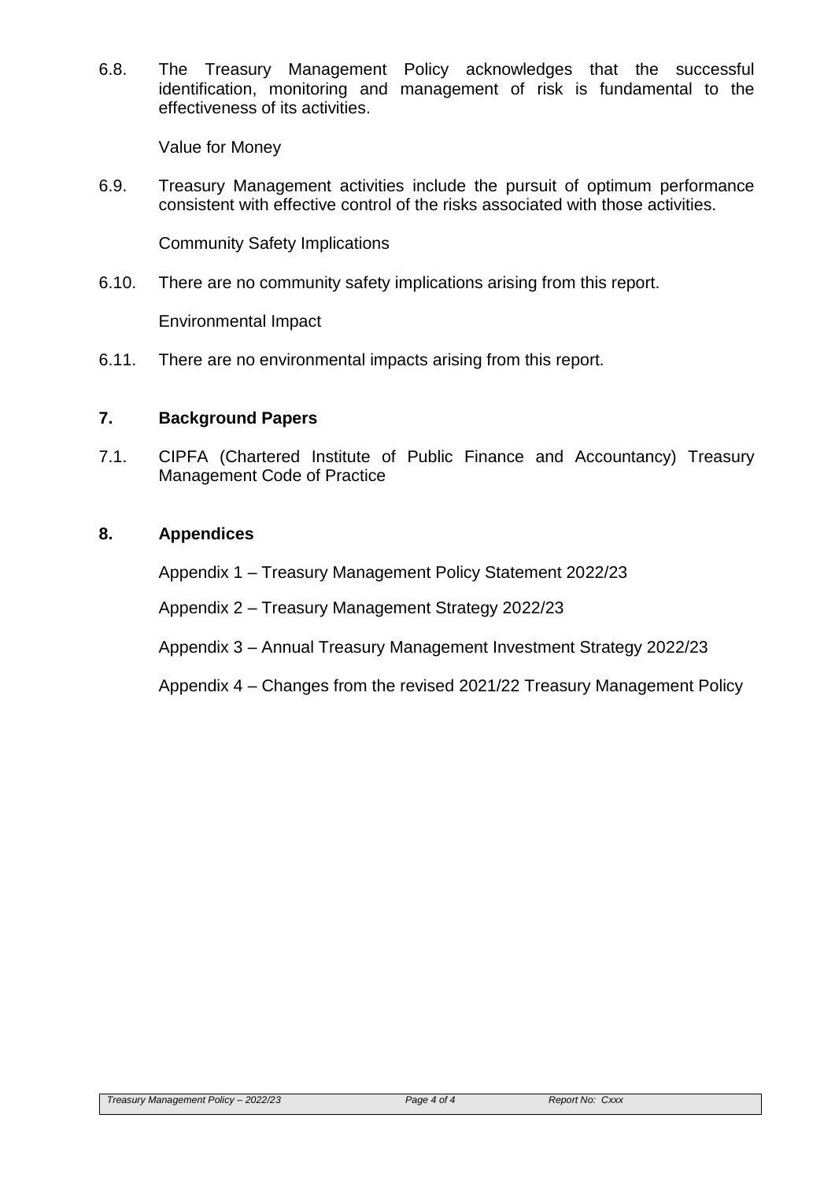6.8. The Treasury Management Policy acknowledges that the successful identification, monitoring and management of risk is fundamental to the effectiveness of its activities.

Value for Money

6.9. Treasury Management activities include the pursuit of optimum performance consistent with effective control of the risks associated with those activities.

Community Safety Implications

6.10. There are no community safety implications arising from this report.

Environmental Impact

6.11. There are no environmental impacts arising from this report.

## 7. Background Papers

7.1. CIPFA (Chartered Institute of Public Finance and Accountancy) Treasury Management Code of Practice

## 8. Appendices

Appendix 1 – Treasury Management Policy Statement 2022/23

Appendix 2 – Treasury Management Strategy 2022/23

Appendix 3 – Annual Treasury Management Investment Strategy 2022/23

Appendix 4 – Changes from the revised 2021/22 Treasury Management Policy